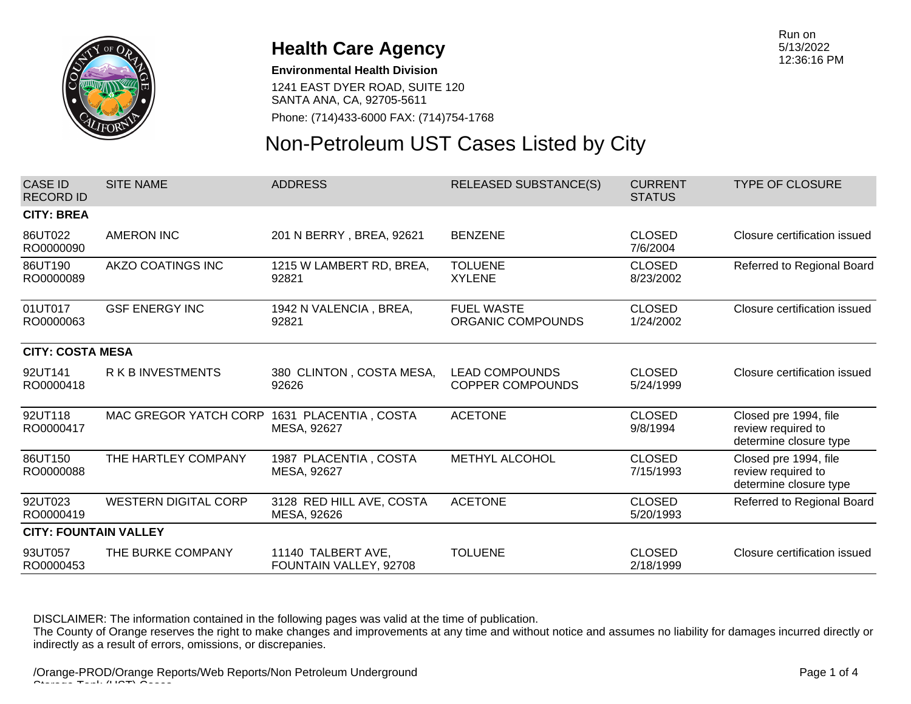# Health Care Agency

**Environmental Health Division**

1241 EAST DYER ROAD, SUITE 120
SANTA ANA, CA, 92705-5611

Phone: (714)433-6000 FAX: (714)754-1768

Run on 5/13/2022 12:36:16 PM

## Non-Petroleum UST Cases Listed by City

| CASE ID RECORD ID | SITE NAME | ADDRESS | RELEASED SUBSTANCE(S) | CURRENT STATUS | TYPE OF CLOSURE |
|---|---|---|---|---|---|
| **CITY: BREA** | | | | | |
| 86UT022 RO0000090 | AMERON INC | 201 N BERRY , BREA, 92621 | BENZENE | CLOSED 7/6/2004 | Closure certification issued |
| 86UT190 RO0000089 | AKZO COATINGS INC | 1215 W LAMBERT RD, BREA, 92821 | TOLUENE XYLENE | CLOSED 8/23/2002 | Referred to Regional Board |
| 01UT017 RO0000063 | GSF ENERGY INC | 1942 N VALENCIA , BREA, 92821 | FUEL WASTE ORGANIC COMPOUNDS | CLOSED 1/24/2002 | Closure certification issued |
| **CITY: COSTA MESA** | | | | | |
| 92UT141 RO0000418 | R K B INVESTMENTS | 380 CLINTON , COSTA MESA, 92626 | LEAD COMPOUNDS COPPER COMPOUNDS | CLOSED 5/24/1999 | Closure certification issued |
| 92UT118 RO0000417 | MAC GREGOR YATCH CORP | 1631 PLACENTIA , COSTA MESA, 92627 | ACETONE | CLOSED 9/8/1994 | Closed pre 1994, file review required to determine closure type |
| 86UT150 RO0000088 | THE HARTLEY COMPANY | 1987 PLACENTIA , COSTA MESA, 92627 | METHYL ALCOHOL | CLOSED 7/15/1993 | Closed pre 1994, file review required to determine closure type |
| 92UT023 RO0000419 | WESTERN DIGITAL CORP | 3128 RED HILL AVE, COSTA MESA, 92626 | ACETONE | CLOSED 5/20/1993 | Referred to Regional Board |
| **CITY: FOUNTAIN VALLEY** | | | | | |
| 93UT057 RO0000453 | THE BURKE COMPANY | 11140 TALBERT AVE, FOUNTAIN VALLEY, 92708 | TOLUENE | CLOSED 2/18/1999 | Closure certification issued |

DISCLAIMER: The information contained in the following pages was valid at the time of publication.
The County of Orange reserves the right to make changes and improvements at any time and without notice and assumes no liability for damages incurred directly or indirectly as a result of errors, omissions, or discrepancies.

/Orange-PROD/Orange Reports/Web Reports/Non Petroleum Underground Storage Tank (UST) Cases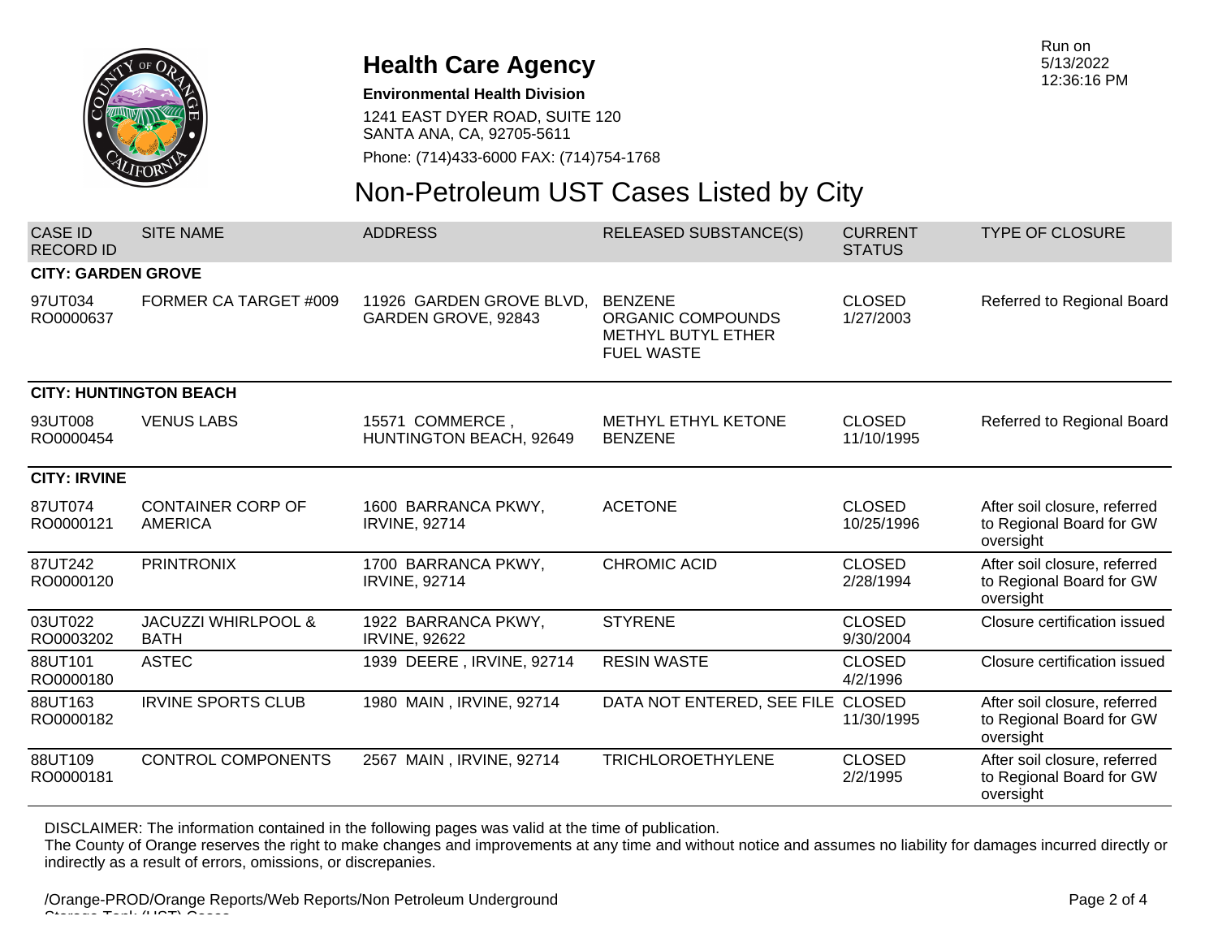# Health Care Agency

**Environmental Health Division**

1241 EAST DYER ROAD, SUITE 120
SANTA ANA, CA, 92705-5611

Phone: (714)433-6000 FAX: (714)754-1768

Run on 5/13/2022 12:36:16 PM

## Non-Petroleum UST Cases Listed by City

| CASE ID RECORD ID | SITE NAME | ADDRESS | RELEASED SUBSTANCE(S) | CURRENT STATUS | TYPE OF CLOSURE |
|---|---|---|---|---|---|
| **CITY: GARDEN GROVE** | | | | | |
| 97UT034 RO0000637 | FORMER CA TARGET #009 | 11926 GARDEN GROVE BLVD, GARDEN GROVE, 92843 | BENZENE ORGANIC COMPOUNDS METHYL BUTYL ETHER FUEL WASTE | CLOSED 1/27/2003 | Referred to Regional Board |
| **CITY: HUNTINGTON BEACH** | | | | | |
| 93UT008 RO0000454 | VENUS LABS | 15571 COMMERCE , HUNTINGTON BEACH, 92649 | METHYL ETHYL KETONE BENZENE | CLOSED 11/10/1995 | Referred to Regional Board |
| **CITY: IRVINE** | | | | | |
| 87UT074 RO0000121 | CONTAINER CORP OF AMERICA | 1600 BARRANCA PKWY, IRVINE, 92714 | ACETONE | CLOSED 10/25/1996 | After soil closure, referred to Regional Board for GW oversight |
| 87UT242 RO0000120 | PRINTRONIX | 1700 BARRANCA PKWY, IRVINE, 92714 | CHROMIC ACID | CLOSED 2/28/1994 | After soil closure, referred to Regional Board for GW oversight |
| 03UT022 RO0003202 | JACUZZI WHIRLPOOL & BATH | 1922 BARRANCA PKWY, IRVINE, 92622 | STYRENE | CLOSED 9/30/2004 | Closure certification issued |
| 88UT101 RO0000180 | ASTEC | 1939 DEERE , IRVINE, 92714 | RESIN WASTE | CLOSED 4/2/1996 | Closure certification issued |
| 88UT163 RO0000182 | IRVINE SPORTS CLUB | 1980 MAIN , IRVINE, 92714 | DATA NOT ENTERED, SEE FILE | CLOSED 11/30/1995 | After soil closure, referred to Regional Board for GW oversight |
| 88UT109 RO0000181 | CONTROL COMPONENTS | 2567 MAIN , IRVINE, 92714 | TRICHLOROETHYLENE | CLOSED 2/2/1995 | After soil closure, referred to Regional Board for GW oversight |

DISCLAIMER: The information contained in the following pages was valid at the time of publication.
The County of Orange reserves the right to make changes and improvements at any time and without notice and assumes no liability for damages incurred directly or indirectly as a result of errors, omissions, or discrepanies.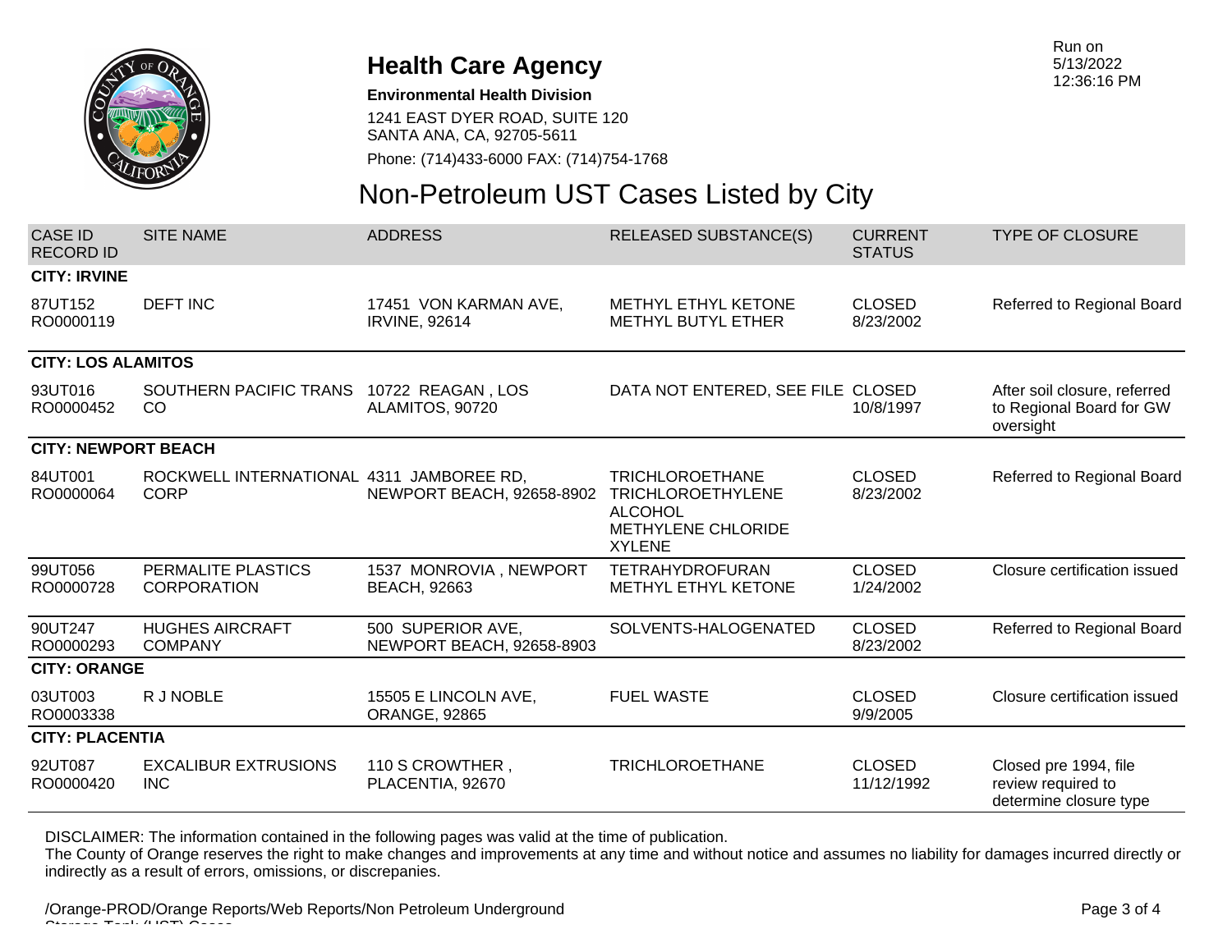# Health Care Agency

**Environmental Health Division**

1241 EAST DYER ROAD, SUITE 120
SANTA ANA, CA, 92705-5611

Phone: (714)433-6000 FAX: (714)754-1768

Run on 5/13/2022 12:36:16 PM

## Non-Petroleum UST Cases Listed by City

| CASE ID RECORD ID | SITE NAME | ADDRESS | RELEASED SUBSTANCE(S) | CURRENT STATUS | TYPE OF CLOSURE |
|---|---|---|---|---|---|
| **CITY: IRVINE** | | | | | |
| 87UT152 RO0000119 | DEFT INC | 17451 VON KARMAN AVE, IRVINE, 92614 | METHYL ETHYL KETONE METHYL BUTYL ETHER | CLOSED 8/23/2002 | Referred to Regional Board |
| **CITY: LOS ALAMITOS** | | | | | |
| 93UT016 RO0000452 | SOUTHERN PACIFIC TRANS CO | 10722 REAGAN , LOS ALAMITOS, 90720 | DATA NOT ENTERED, SEE FILE | CLOSED 10/8/1997 | After soil closure, referred to Regional Board for GW oversight |
| **CITY: NEWPORT BEACH** | | | | | |
| 84UT001 RO0000064 | ROCKWELL INTERNATIONAL CORP | 4311 JAMBOREE RD, NEWPORT BEACH, 92658-8902 | TRICHLOROETHANE TRICHLOROETHYLENE ALCOHOL METHYLENE CHLORIDE XYLENE | CLOSED 8/23/2002 | Referred to Regional Board |
| 99UT056 RO0000728 | PERMALITE PLASTICS CORPORATION | 1537 MONROVIA , NEWPORT BEACH, 92663 | TETRAHYDROFURAN METHYL ETHYL KETONE | CLOSED 1/24/2002 | Closure certification issued |
| 90UT247 RO0000293 | HUGHES AIRCRAFT COMPANY | 500 SUPERIOR AVE, NEWPORT BEACH, 92658-8903 | SOLVENTS-HALOGENATED | CLOSED 8/23/2002 | Referred to Regional Board |
| **CITY: ORANGE** | | | | | |
| 03UT003 RO0003338 | R J NOBLE | 15505 E LINCOLN AVE, ORANGE, 92865 | FUEL WASTE | CLOSED 9/9/2005 | Closure certification issued |
| **CITY: PLACENTIA** | | | | | |
| 92UT087 RO0000420 | EXCALIBUR EXTRUSIONS INC | 110 S CROWTHER , PLACENTIA, 92670 | TRICHLOROETHANE | CLOSED 11/12/1992 | Closed pre 1994, file review required to determine closure type |

DISCLAIMER: The information contained in the following pages was valid at the time of publication.
The County of Orange reserves the right to make changes and improvements at any time and without notice and assumes no liability for damages incurred directly or indirectly as a result of errors, omissions, or discrepanies.

/Orange-PROD/Orange Reports/Web Reports/Non Petroleum Underground Storage Tank (UST) Cases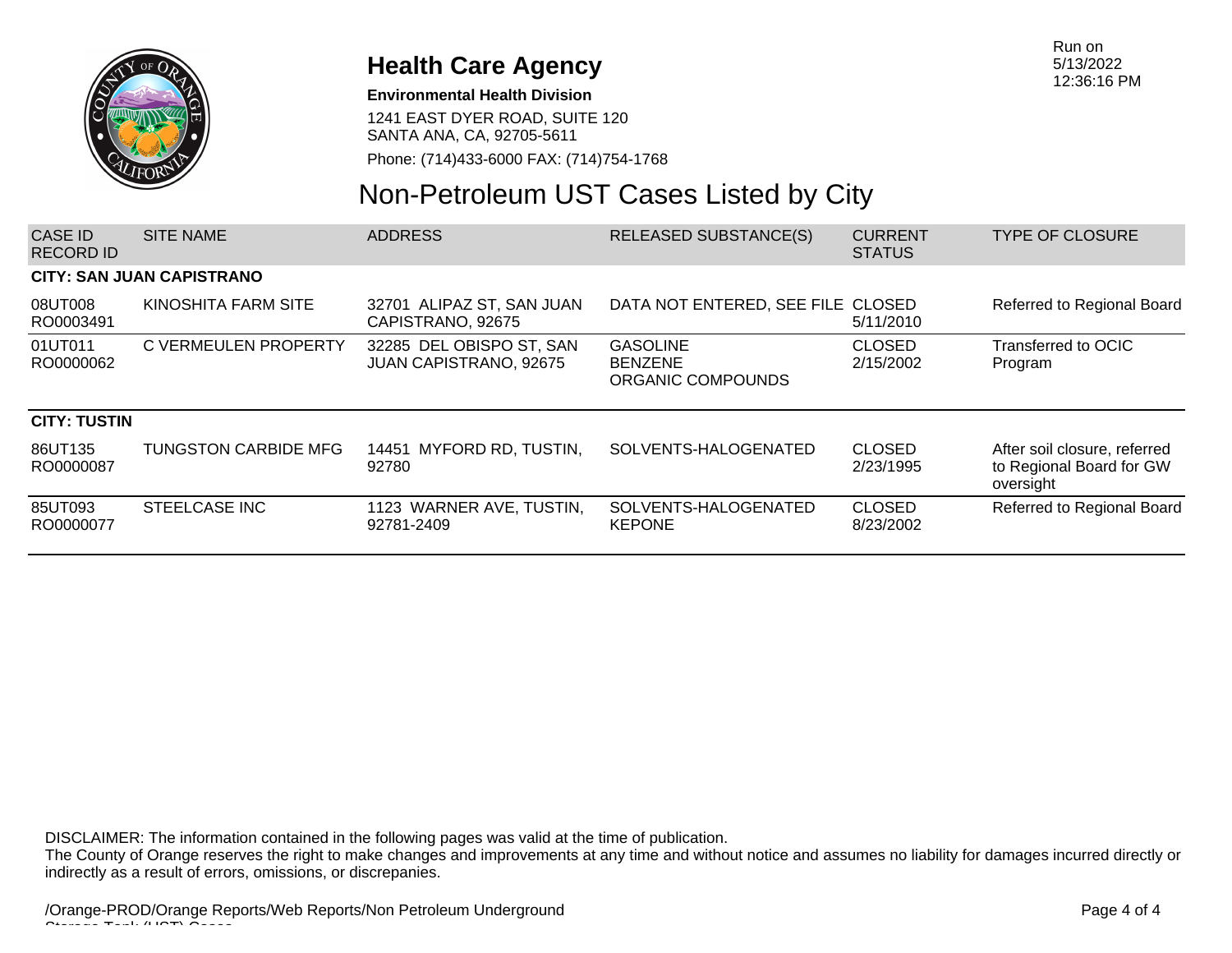# Health Care Agency

**Environmental Health Division**

1241 EAST DYER ROAD, SUITE 120
SANTA ANA, CA, 92705-5611

Phone: (714)433-6000 FAX: (714)754-1768

Run on
5/13/2022
12:36:16 PM

## Non-Petroleum UST Cases Listed by City

| CASE ID RECORD ID | SITE NAME | ADDRESS | RELEASED SUBSTANCE(S) | CURRENT STATUS | TYPE OF CLOSURE |
|---|---|---|---|---|---|
| **CITY: SAN JUAN CAPISTRANO** | | | | | |
| 08UT008 RO0003491 | KINOSHITA FARM SITE | 32701 ALIPAZ ST, SAN JUAN CAPISTRANO, 92675 | DATA NOT ENTERED, SEE FILE | CLOSED 5/11/2010 | Referred to Regional Board |
| 01UT011 RO0000062 | C VERMEULEN PROPERTY | 32285 DEL OBISPO ST, SAN JUAN CAPISTRANO, 92675 | GASOLINE BENZENE ORGANIC COMPOUNDS | CLOSED 2/15/2002 | Transferred to OCIC Program |
| **CITY: TUSTIN** | | | | | |
| 86UT135 RO0000087 | TUNGSTON CARBIDE MFG | 14451 MYFORD RD, TUSTIN, 92780 | SOLVENTS-HALOGENATED | CLOSED 2/23/1995 | After soil closure, referred to Regional Board for GW oversight |
| 85UT093 RO0000077 | STEELCASE INC | 1123 WARNER AVE, TUSTIN, 92781-2409 | SOLVENTS-HALOGENATED KEPONE | CLOSED 8/23/2002 | Referred to Regional Board |

DISCLAIMER: The information contained in the following pages was valid at the time of publication.
The County of Orange reserves the right to make changes and improvements at any time and without notice and assumes no liability for damages incurred directly or indirectly as a result of errors, omissions, or discrepanies.

/Orange-PROD/Orange Reports/Web Reports/Non Petroleum Underground Storage Tank (UST) Cases